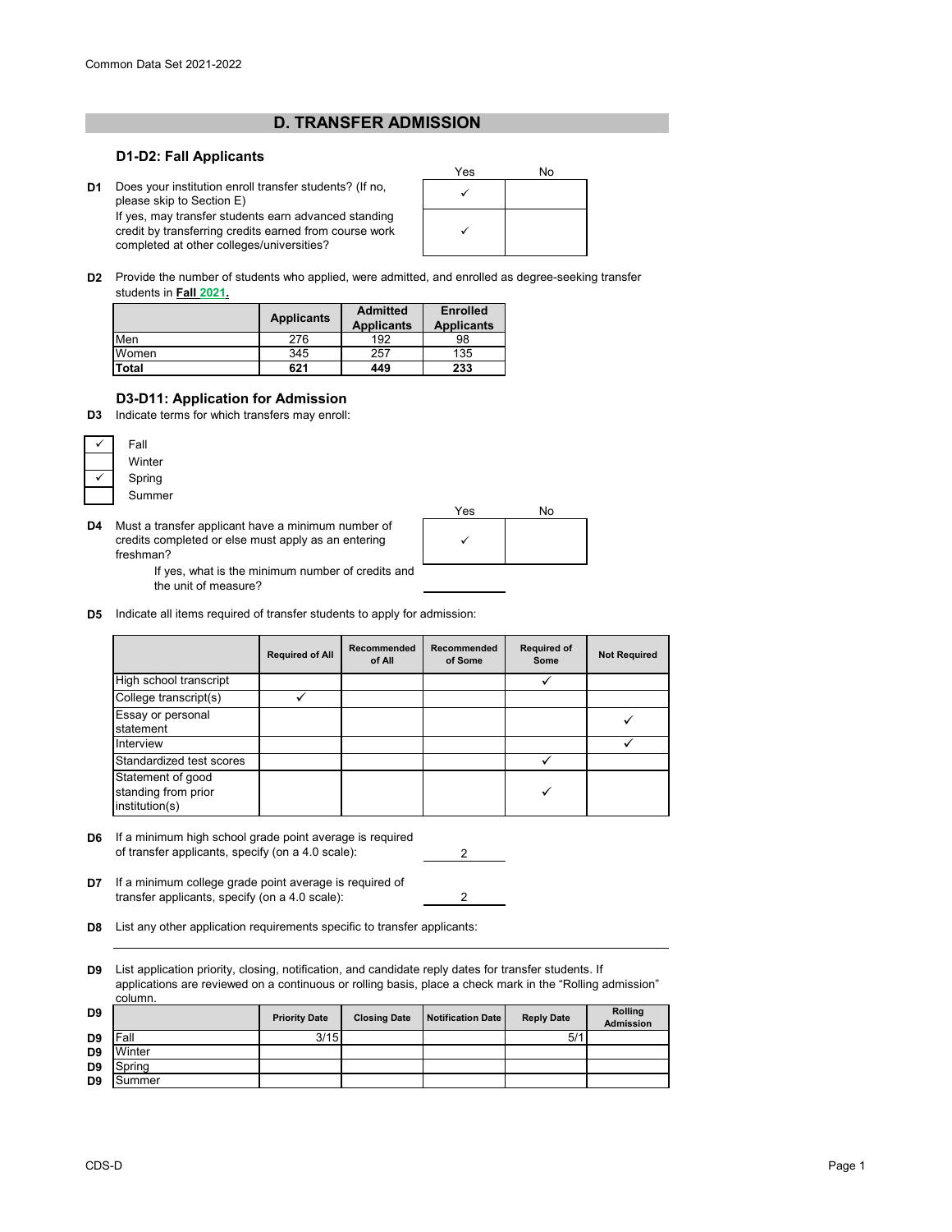# D. TRANSFER ADMISSION

## D1-D2: Fall Applicants

| | | Yes | No |
|---|---|---|---|
| D1 | Does your institution enroll transfer students? (If no, please skip to Section E) | ✓ | |
| | If yes, may transfer students earn advanced standing credit by transferring credits earned from course work completed at other colleges/universities? | ✓ | |

**D2** Provide the number of students who applied, were admitted, and enrolled as degree-seeking transfer students in **Fall 2021.**

| | Applicants | Admitted Applicants | Enrolled Applicants |
|---|---|---|---|
| Men | 276 | 192 | 98 |
| Women | 345 | 257 | 135 |
| **Total** | **621** | **449** | **233** |

## D3-D11: Application for Admission

**D3** Indicate terms for which transfers may enroll:

- ✓ Fall
- Winter
- ✓ Spring
- Summer

| | | Yes | No |
|---|---|---|---|
| D4 | Must a transfer applicant have a minimum number of credits completed or else must apply as an entering freshman? | ✓ | |
| | If yes, what is the minimum number of credits and the unit of measure? | | |

**D5** Indicate all items required of transfer students to apply for admission:

| | Required of All | Recommended of All | Recommended of Some | Required of Some | Not Required |
|---|---|---|---|---|---|
| High school transcript | | | | ✓ | |
| College transcript(s) | ✓ | | | | |
| Essay or personal statement | | | | | ✓ |
| Interview | | | | | ✓ |
| Standardized test scores | | | | ✓ | |
| Statement of good standing from prior institution(s) | | | | ✓ | |

**D6** If a minimum high school grade point average is required of transfer applicants, specify (on a 4.0 scale): 2

**D7** If a minimum college grade point average is required of transfer applicants, specify (on a 4.0 scale): 2

**D8** List any other application requirements specific to transfer applicants:

**D9** List application priority, closing, notification, and candidate reply dates for transfer students. If applications are reviewed on a continuous or rolling basis, place a check mark in the "Rolling admission" column.

| | Priority Date | Closing Date | Notification Date | Reply Date | Rolling Admission |
|---|---|---|---|---|---|
| Fall | 3/15 | | | 5/1 | |
| Winter | | | | | |
| Spring | | | | | |
| Summer | | | | | |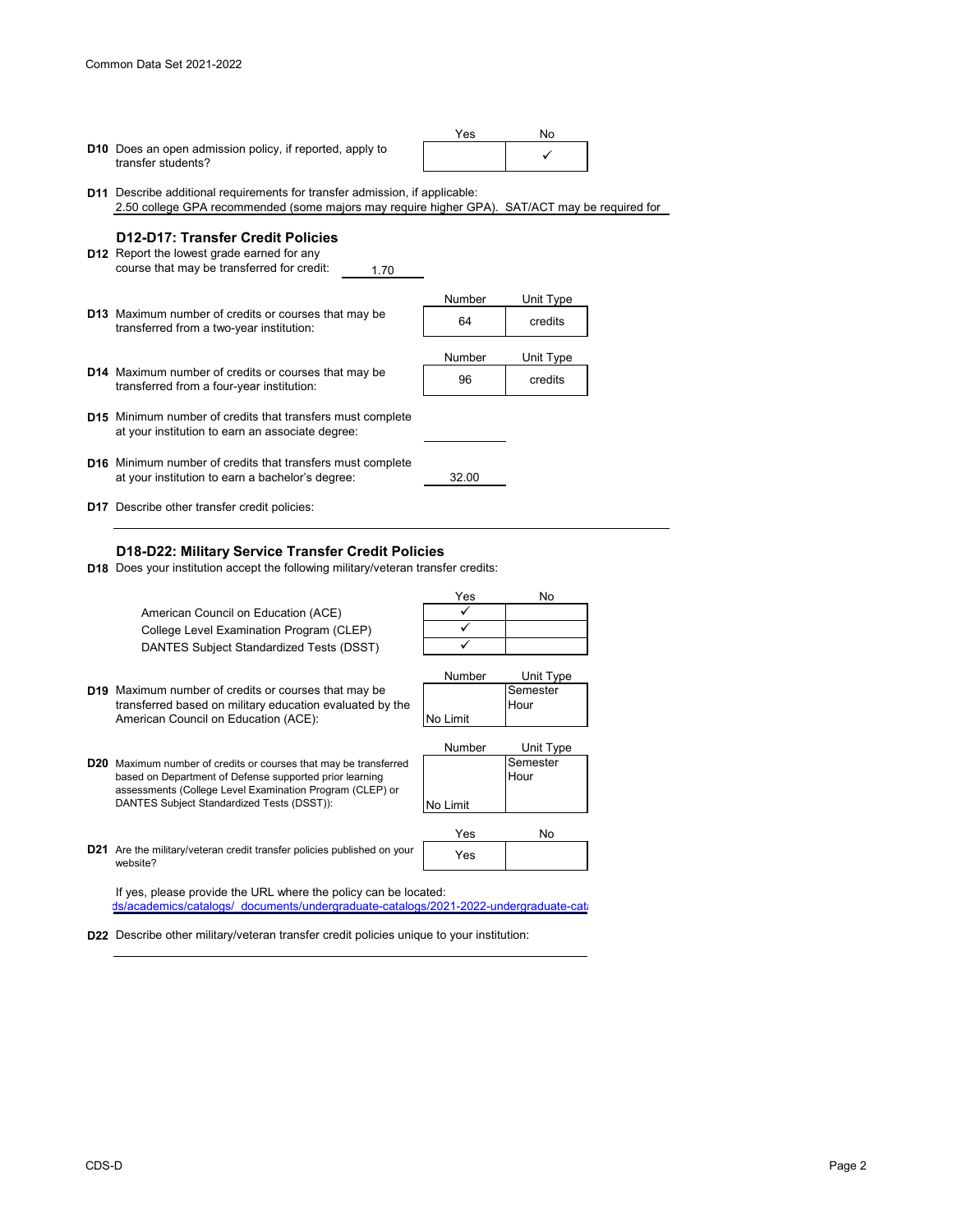**D10** Does an open admission policy, if reported, apply to transfer students?

| | Yes | No |
|---|---|---|
| D10 | | ✓ |

**D11** Describe additional requirements for transfer admission, if applicable:
2.50 college GPA recommended (some majors may require higher GPA). SAT/ACT may be required for

### D12-D17: Transfer Credit Policies

**D12** Report the lowest grade earned for any course that may be transferred for credit: 1.70

| | Number | Unit Type |
|---|---|---|
| **D13** Maximum number of credits or courses that may be transferred from a two-year institution: | 64 | credits |
| **D14** Maximum number of credits or courses that may be transferred from a four-year institution: | 96 | credits |

**D15** Minimum number of credits that transfers must complete at your institution to earn an associate degree:

**D16** Minimum number of credits that transfers must complete at your institution to earn a bachelor's degree: 32.00

**D17** Describe other transfer credit policies:

### D18-D22: Military Service Transfer Credit Policies

**D18** Does your institution accept the following military/veteran transfer credits:

| | Yes | No |
|---|---|---|
| American Council on Education (ACE) | ✓ | |
| College Level Examination Program (CLEP) | ✓ | |
| DANTES Subject Standardized Tests (DSST) | ✓ | |

| | Number | Unit Type |
|---|---|---|
| **D19** Maximum number of credits or courses that may be transferred based on military education evaluated by the American Council on Education (ACE): | No Limit | Semester Hour |
| **D20** Maximum number of credits or courses that may be transferred based on Department of Defense supported prior learning assessments (College Level Examination Program (CLEP) or DANTES Subject Standardized Tests (DSST)): | No Limit | Semester Hour |

| | Yes | No |
|---|---|---|
| **D21** Are the military/veteran credit transfer policies published on your website? | Yes | |

If yes, please provide the URL where the policy can be located:
ds/academics/catalogs/_documents/undergraduate-catalogs/2021-2022-undergraduate-cat

**D22** Describe other military/veteran transfer credit policies unique to your institution: